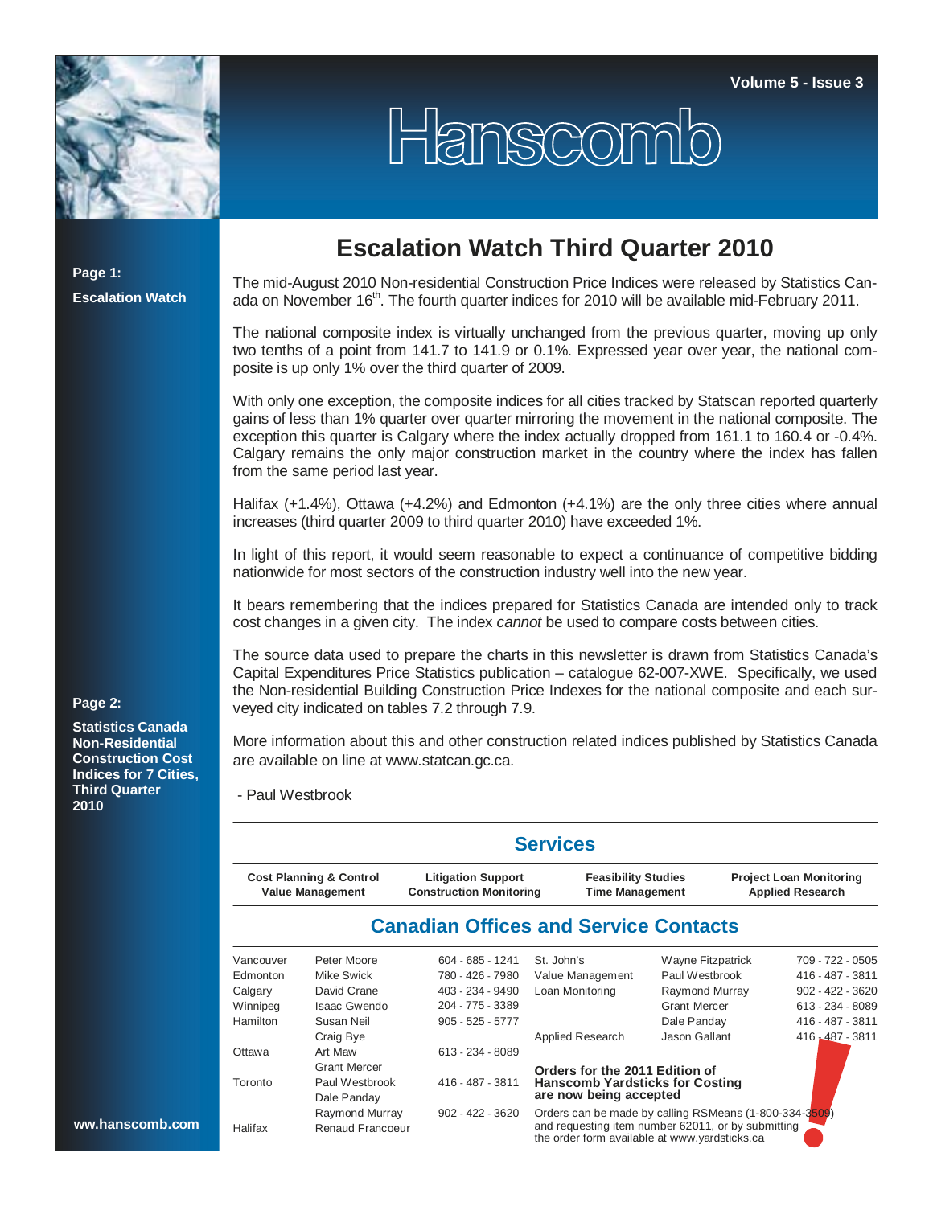# Hanscomb

Volume 5 - Issue 3

**Page 1:**
**Escalation Watch**

**Page 2:**
**Statistics Canada Non-Residential Construction Cost Indices for 7 Cities, Third Quarter 2010**

## Escalation Watch Third Quarter 2010

The mid-August 2010 Non-residential Construction Price Indices were released by Statistics Canada on November 16th. The fourth quarter indices for 2010 will be available mid-February 2011.

The national composite index is virtually unchanged from the previous quarter, moving up only two tenths of a point from 141.7 to 141.9 or 0.1%. Expressed year over year, the national composite is up only 1% over the third quarter of 2009.

With only one exception, the composite indices for all cities tracked by Statscan reported quarterly gains of less than 1% quarter over quarter mirroring the movement in the national composite. The exception this quarter is Calgary where the index actually dropped from 161.1 to 160.4 or -0.4%. Calgary remains the only major construction market in the country where the index has fallen from the same period last year.

Halifax (+1.4%), Ottawa (+4.2%) and Edmonton (+4.1%) are the only three cities where annual increases (third quarter 2009 to third quarter 2010) have exceeded 1%.

In light of this report, it would seem reasonable to expect a continuance of competitive bidding nationwide for most sectors of the construction industry well into the new year.

It bears remembering that the indices prepared for Statistics Canada are intended only to track cost changes in a given city. The index *cannot* be used to compare costs between cities.

The source data used to prepare the charts in this newsletter is drawn from Statistics Canada's Capital Expenditures Price Statistics publication – catalogue 62-007-XWE. Specifically, we used the Non-residential Building Construction Price Indexes for the national composite and each surveyed city indicated on tables 7.2 through 7.9.

More information about this and other construction related indices published by Statistics Canada are available on line at www.statcan.gc.ca.

- Paul Westbrook

## Services

| Cost Planning & Control | Litigation Support | Feasibility Studies | Project Loan Monitoring |
|---|---|---|---|
| Value Management | Construction Monitoring | Time Management | Applied Research |

## Canadian Offices and Service Contacts

| Office | Contact | Phone |
|---|---|---|
| Vancouver | Peter Moore | 604 - 685 - 1241 |
| Edmonton | Mike Swick | 780 - 426 - 7980 |
| Calgary | David Crane | 403 - 234 - 9490 |
| Winnipeg | Isaac Gwendo | 204 - 775 - 3389 |
| Hamilton | Susan Neil | 905 - 525 - 5777 |
| | Craig Bye | |
| Ottawa | Art Maw | 613 - 234 - 8089 |
| | Grant Mercer | |
| Toronto | Paul Westbrook | 416 - 487 - 3811 |
| | Dale Panday | |
| | Raymond Murray | 902 - 422 - 3620 |
| Halifax | Renaud Francoeur | |

| Office | Contact | Phone |
|---|---|---|
| St. John's | Wayne Fitzpatrick | 709 - 722 - 0505 |
| Value Management | Paul Westbrook | 416 - 487 - 3811 |
| Loan Monitoring | Raymond Murray | 902 - 422 - 3620 |
| | Grant Mercer | 613 - 234 - 8089 |
| | Dale Panday | 416 - 487 - 3811 |
| Applied Research | Jason Gallant | 416 - 487 - 3811 |

**Orders for the 2011 Edition of Hanscomb Yardsticks for Costing are now being accepted**

Orders can be made by calling RSMeans (1-800-334-3509) and requesting item number 62011, or by submitting the order form available at www.yardsticks.ca

ww.hanscomb.com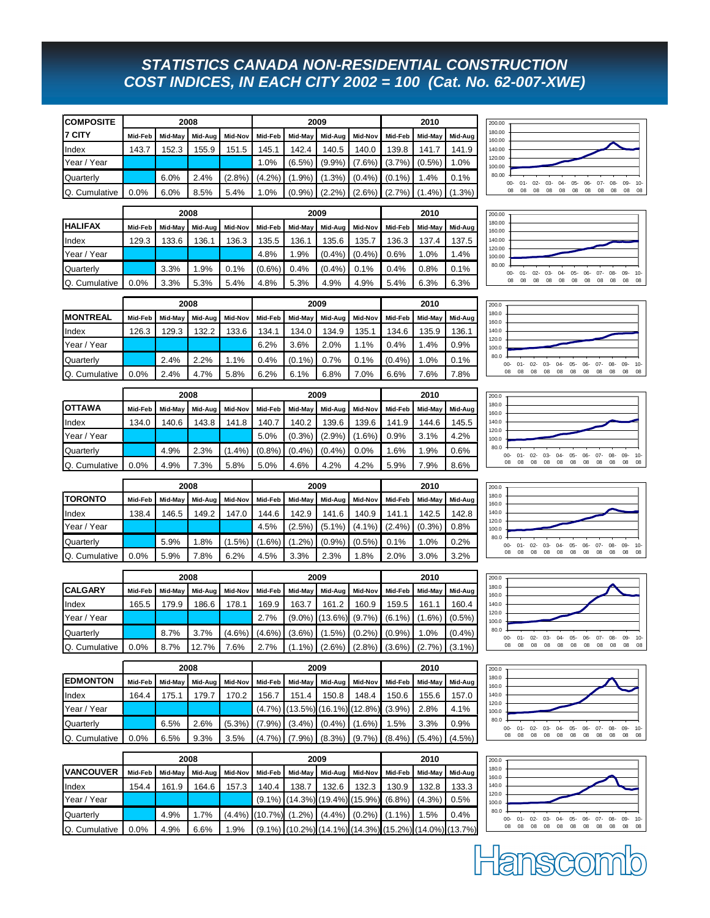# STATISTICS CANADA NON-RESIDENTIAL CONSTRUCTION COST INDICES, IN EACH CITY 2002 = 100 (Cat. No. 62-007-XWE)

| | 2008 | | | | 2009 | | | | 2010 | | |
|---|---|---|---|---|---|---|---|---|---|---|---|
| **COMPOSITE 7 CITY** | Mid-Feb | Mid-May | Mid-Aug | Mid-Nov | Mid-Feb | Mid-May | Mid-Aug | Mid-Nov | Mid-Feb | Mid-May | Mid-Aug |
| Index | 143.7 | 152.3 | 155.9 | 151.5 | 145.1 | 142.4 | 140.5 | 140.0 | 139.8 | 141.7 | 141.9 |
| Year / Year | | | | | 1.0% | (6.5%) | (9.9%) | (7.6%) | (3.7%) | (0.5%) | 1.0% |
| Quarterly | | 6.0% | 2.4% | (2.8%) | (4.2%) | (1.9%) | (1.3%) | (0.4%) | (0.1%) | 1.4% | 0.1% |
| Q. Cumulative | 0.0% | 6.0% | 8.5% | 5.4% | 1.0% | (0.9%) | (2.2%) | (2.6%) | (2.7%) | (1.4%) | (1.3%) |

200.00
180.00
160.00
140.00
120.00
100.00
80.00
00-08 01-08 02-08 03-08 04-08 05-08 06-08 07-08 08-08 09-08 10-08

| | 2008 | | | | 2009 | | | | 2010 | | |
|---|---|---|---|---|---|---|---|---|---|---|---|
| **HALIFAX** | Mid-Feb | Mid-May | Mid-Aug | Mid-Nov | Mid-Feb | Mid-May | Mid-Aug | Mid-Nov | Mid-Feb | Mid-May | Mid-Aug |
| Index | 129.3 | 133.6 | 136.1 | 136.3 | 135.5 | 136.1 | 135.6 | 135.7 | 136.3 | 137.4 | 137.5 |
| Year / Year | | | | | 4.8% | 1.9% | (0.4%) | (0.4%) | 0.6% | 1.0% | 1.4% |
| Quarterly | | 3.3% | 1.9% | 0.1% | (0.6%) | 0.4% | (0.4%) | 0.1% | 0.4% | 0.8% | 0.1% |
| Q. Cumulative | 0.0% | 3.3% | 5.3% | 5.4% | 4.8% | 5.3% | 4.9% | 4.9% | 5.4% | 6.3% | 6.3% |

200.00
180.00
160.00
140.00
120.00
100.00
80.00
00-08 01-08 02-08 03-08 04-08 05-08 06-08 07-08 08-08 09-08 10-08

| | 2008 | | | | 2009 | | | | 2010 | | |
|---|---|---|---|---|---|---|---|---|---|---|---|
| **MONTREAL** | Mid-Feb | Mid-May | Mid-Aug | Mid-Nov | Mid-Feb | Mid-May | Mid-Aug | Mid-Nov | Mid-Feb | Mid-May | Mid-Aug |
| Index | 126.3 | 129.3 | 132.2 | 133.6 | 134.1 | 134.0 | 134.9 | 135.1 | 134.6 | 135.9 | 136.1 |
| Year / Year | | | | | 6.2% | 3.6% | 2.0% | 1.1% | 0.4% | 1.4% | 0.9% |
| Quarterly | | 2.4% | 2.2% | 1.1% | 0.4% | (0.1%) | 0.7% | 0.1% | (0.4%) | 1.0% | 0.1% |
| Q. Cumulative | 0.0% | 2.4% | 4.7% | 5.8% | 6.2% | 6.1% | 6.8% | 7.0% | 6.6% | 7.6% | 7.8% |

200.0
180.0
160.0
140.0
120.0
100.0
80.0
00-08 01-08 02-08 03-08 04-08 05-08 06-08 07-08 08-08 09-08 10-08

| | 2008 | | | | 2009 | | | | 2010 | | |
|---|---|---|---|---|---|---|---|---|---|---|---|
| **OTTAWA** | Mid-Feb | Mid-May | Mid-Aug | Mid-Nov | Mid-Feb | Mid-May | Mid-Aug | Mid-Nov | Mid-Feb | Mid-May | Mid-Aug |
| Index | 134.0 | 140.6 | 143.8 | 141.8 | 140.7 | 140.2 | 139.6 | 139.6 | 141.9 | 144.6 | 145.5 |
| Year / Year | | | | | 5.0% | (0.3%) | (2.9%) | (1.6%) | 0.9% | 3.1% | 4.2% |
| Quarterly | | 4.9% | 2.3% | (1.4%) | (0.8%) | (0.4%) | (0.4%) | 0.0% | 1.6% | 1.9% | 0.6% |
| Q. Cumulative | 0.0% | 4.9% | 7.3% | 5.8% | 5.0% | 4.6% | 4.2% | 4.2% | 5.9% | 7.9% | 8.6% |

200.0
180.0
160.0
140.0
120.0
100.0
80.0
00-08 01-08 02-08 03-08 04-08 05-08 06-08 07-08 08-08 09-08 10-08

| | 2008 | | | | 2009 | | | | 2010 | | |
|---|---|---|---|---|---|---|---|---|---|---|---|
| **TORONTO** | Mid-Feb | Mid-May | Mid-Aug | Mid-Nov | Mid-Feb | Mid-May | Mid-Aug | Mid-Nov | Mid-Feb | Mid-May | Mid-Aug |
| Index | 138.4 | 146.5 | 149.2 | 147.0 | 144.6 | 142.9 | 141.6 | 140.9 | 141.1 | 142.5 | 142.8 |
| Year / Year | | | | | 4.5% | (2.5%) | (5.1%) | (4.1%) | (2.4%) | (0.3%) | 0.8% |
| Quarterly | | 5.9% | 1.8% | (1.5%) | (1.6%) | (1.2%) | (0.9%) | (0.5%) | 0.1% | 1.0% | 0.2% |
| Q. Cumulative | 0.0% | 5.9% | 7.8% | 6.2% | 4.5% | 3.3% | 2.3% | 1.8% | 2.0% | 3.0% | 3.2% |

200.0
180.0
160.0
140.0
120.0
100.0
80.0
00-08 01-08 02-08 03-08 04-08 05-08 06-08 07-08 08-08 09-08 10-08

| | 2008 | | | | 2009 | | | | 2010 | | |
|---|---|---|---|---|---|---|---|---|---|---|---|
| **CALGARY** | Mid-Feb | Mid-May | Mid-Aug | Mid-Nov | Mid-Feb | Mid-May | Mid-Aug | Mid-Nov | Mid-Feb | Mid-May | Mid-Aug |
| Index | 165.5 | 179.9 | 186.6 | 178.1 | 169.9 | 163.7 | 161.2 | 160.9 | 159.5 | 161.1 | 160.4 |
| Year / Year | | | | | 2.7% | (9.0%) | (13.6%) | (9.7%) | (6.1%) | (1.6%) | (0.5%) |
| Quarterly | | 8.7% | 3.7% | (4.6%) | (4.6%) | (3.6%) | (1.5%) | (0.2%) | (0.9%) | 1.0% | (0.4%) |
| Q. Cumulative | 0.0% | 8.7% | 12.7% | 7.6% | 2.7% | (1.1%) | (2.6%) | (2.8%) | (3.6%) | (2.7%) | (3.1%) |

200.0
180.0
160.0
140.0
120.0
100.0
80.0
00-08 01-08 02-08 03-08 04-08 05-08 06-08 07-08 08-08 09-08 10-08

| | 2008 | | | | 2009 | | | | 2010 | | |
|---|---|---|---|---|---|---|---|---|---|---|---|
| **EDMONTON** | Mid-Feb | Mid-May | Mid-Aug | Mid-Nov | Mid-Feb | Mid-May | Mid-Aug | Mid-Nov | Mid-Feb | Mid-May | Mid-Aug |
| Index | 164.4 | 175.1 | 179.7 | 170.2 | 156.7 | 151.4 | 150.8 | 148.4 | 150.6 | 155.6 | 157.0 |
| Year / Year | | | | | (4.7%) | (13.5%) | (16.1%) | (12.8%) | (3.9%) | 2.8% | 4.1% |
| Quarterly | | 6.5% | 2.6% | (5.3%) | (7.9%) | (3.4%) | (0.4%) | (1.6%) | 1.5% | 3.3% | 0.9% |
| Q. Cumulative | 0.0% | 6.5% | 9.3% | 3.5% | (4.7%) | (7.9%) | (8.3%) | (9.7%) | (8.4%) | (5.4%) | (4.5%) |

200.0
180.0
160.0
140.0
120.0
100.0
80.0
00-08 01-08 02-08 03-08 04-08 05-08 06-08 07-08 08-08 09-08 10-08

| | 2008 | | | | 2009 | | | | 2010 | | |
|---|---|---|---|---|---|---|---|---|---|---|---|
| **VANCOUVER** | Mid-Feb | Mid-May | Mid-Aug | Mid-Nov | Mid-Feb | Mid-May | Mid-Aug | Mid-Nov | Mid-Feb | Mid-May | Mid-Aug |
| Index | 154.4 | 161.9 | 164.6 | 157.3 | 140.4 | 138.7 | 132.6 | 132.3 | 130.9 | 132.8 | 133.3 |
| Year / Year | | | | | (9.1%) | (14.3%) | (19.4%) | (15.9%) | (6.8%) | (4.3%) | 0.5% |
| Quarterly | | 4.9% | 1.7% | (4.4%) | (10.7%) | (1.2%) | (4.4%) | (0.2%) | (1.1%) | 1.5% | 0.4% |
| Q. Cumulative | 0.0% | 4.9% | 6.6% | 1.9% | (9.1%) | (10.2%) | (14.1%) | (14.3%) | (15.2%) | (14.0%) | (13.7%) |

200.0
180.0
160.0
140.0
120.0
100.0
80.0
00-08 01-08 02-08 03-08 04-08 05-08 06-08 07-08 08-08 09-08 10-08

Hanscomb